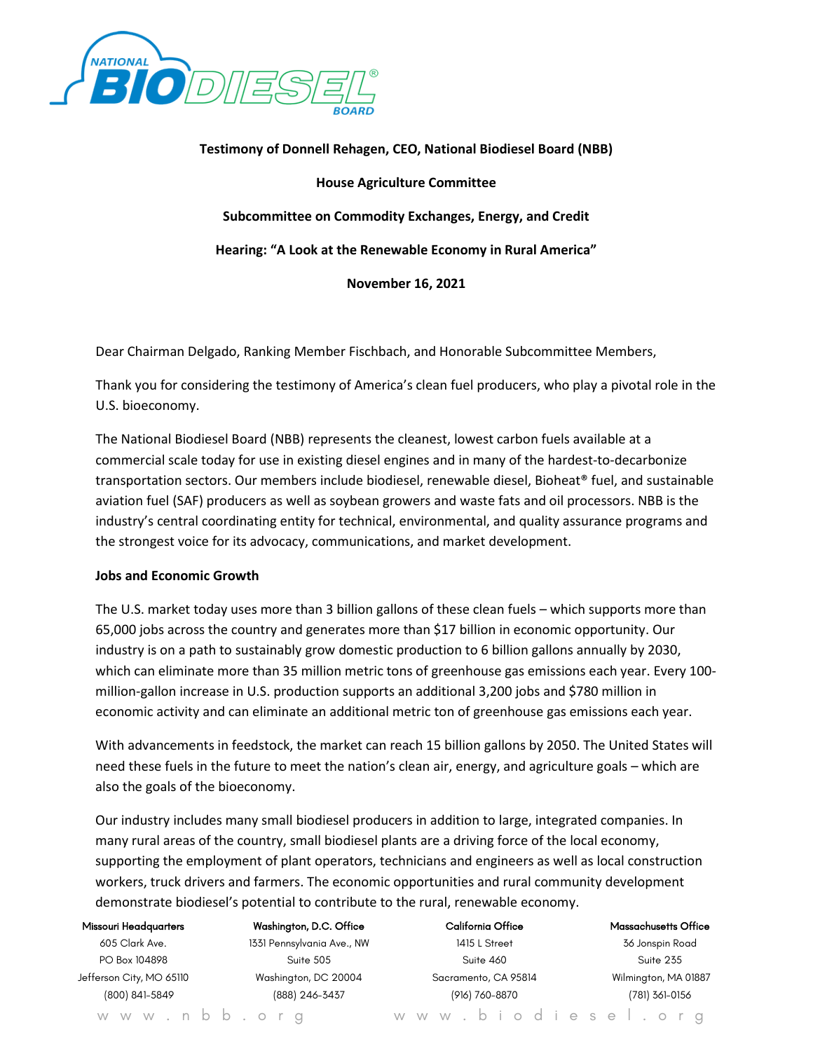**Testimony of Donnell Rehagen, CEO, National Biodiesel Board (NBB)**

**House Agriculture Committee**

**Subcommittee on Commodity Exchanges, Energy, and Credit**

**Hearing: "A Look at the Renewable Economy in Rural America"**

**November 16, 2021**

Dear Chairman Delgado, Ranking Member Fischbach, and Honorable Subcommittee Members,

Thank you for considering the testimony of America's clean fuel producers, who play a pivotal role in the U.S. bioeconomy.

The National Biodiesel Board (NBB) represents the cleanest, lowest carbon fuels available at a commercial scale today for use in existing diesel engines and in many of the hardest-to-decarbonize transportation sectors. Our members include biodiesel, renewable diesel, Bioheat® fuel, and sustainable aviation fuel (SAF) producers as well as soybean growers and waste fats and oil processors. NBB is the industry's central coordinating entity for technical, environmental, and quality assurance programs and the strongest voice for its advocacy, communications, and market development.

**Jobs and Economic Growth**

The U.S. market today uses more than 3 billion gallons of these clean fuels – which supports more than 65,000 jobs across the country and generates more than $17 billion in economic opportunity. Our industry is on a path to sustainably grow domestic production to 6 billion gallons annually by 2030, which can eliminate more than 35 million metric tons of greenhouse gas emissions each year. Every 100-million-gallon increase in U.S. production supports an additional 3,200 jobs and $780 million in economic activity and can eliminate an additional metric ton of greenhouse gas emissions each year.

With advancements in feedstock, the market can reach 15 billion gallons by 2050. The United States will need these fuels in the future to meet the nation's clean air, energy, and agriculture goals – which are also the goals of the bioeconomy.

Our industry includes many small biodiesel producers in addition to large, integrated companies. In many rural areas of the country, small biodiesel plants are a driving force of the local economy, supporting the employment of plant operators, technicians and engineers as well as local construction workers, truck drivers and farmers. The economic opportunities and rural community development demonstrate biodiesel's potential to contribute to the rural, renewable economy.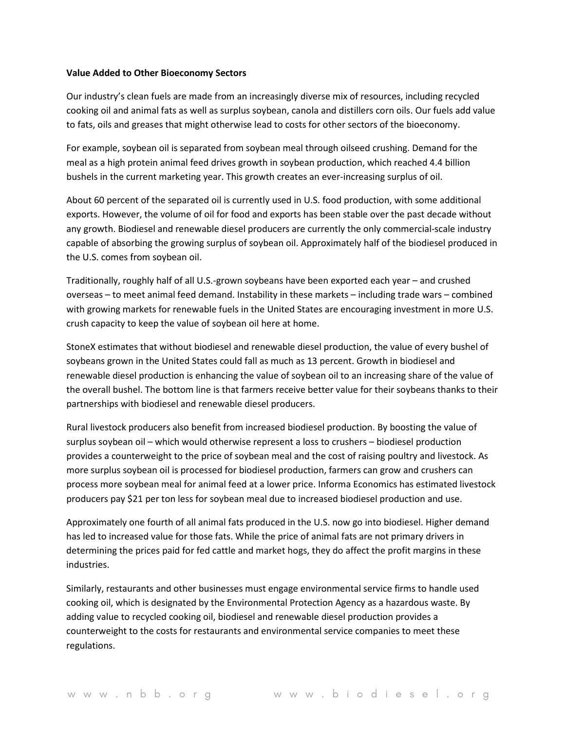**Value Added to Other Bioeconomy Sectors**

Our industry's clean fuels are made from an increasingly diverse mix of resources, including recycled cooking oil and animal fats as well as surplus soybean, canola and distillers corn oils. Our fuels add value to fats, oils and greases that might otherwise lead to costs for other sectors of the bioeconomy.

For example, soybean oil is separated from soybean meal through oilseed crushing. Demand for the meal as a high protein animal feed drives growth in soybean production, which reached 4.4 billion bushels in the current marketing year. This growth creates an ever-increasing surplus of oil.

About 60 percent of the separated oil is currently used in U.S. food production, with some additional exports. However, the volume of oil for food and exports has been stable over the past decade without any growth. Biodiesel and renewable diesel producers are currently the only commercial-scale industry capable of absorbing the growing surplus of soybean oil. Approximately half of the biodiesel produced in the U.S. comes from soybean oil.

Traditionally, roughly half of all U.S.-grown soybeans have been exported each year – and crushed overseas – to meet animal feed demand. Instability in these markets – including trade wars – combined with growing markets for renewable fuels in the United States are encouraging investment in more U.S. crush capacity to keep the value of soybean oil here at home.

StoneX estimates that without biodiesel and renewable diesel production, the value of every bushel of soybeans grown in the United States could fall as much as 13 percent. Growth in biodiesel and renewable diesel production is enhancing the value of soybean oil to an increasing share of the value of the overall bushel. The bottom line is that farmers receive better value for their soybeans thanks to their partnerships with biodiesel and renewable diesel producers.

Rural livestock producers also benefit from increased biodiesel production. By boosting the value of surplus soybean oil – which would otherwise represent a loss to crushers – biodiesel production provides a counterweight to the price of soybean meal and the cost of raising poultry and livestock. As more surplus soybean oil is processed for biodiesel production, farmers can grow and crushers can process more soybean meal for animal feed at a lower price. Informa Economics has estimated livestock producers pay $21 per ton less for soybean meal due to increased biodiesel production and use.

Approximately one fourth of all animal fats produced in the U.S. now go into biodiesel. Higher demand has led to increased value for those fats. While the price of animal fats are not primary drivers in determining the prices paid for fed cattle and market hogs, they do affect the profit margins in these industries.

Similarly, restaurants and other businesses must engage environmental service firms to handle used cooking oil, which is designated by the Environmental Protection Agency as a hazardous waste. By adding value to recycled cooking oil, biodiesel and renewable diesel production provides a counterweight to the costs for restaurants and environmental service companies to meet these regulations.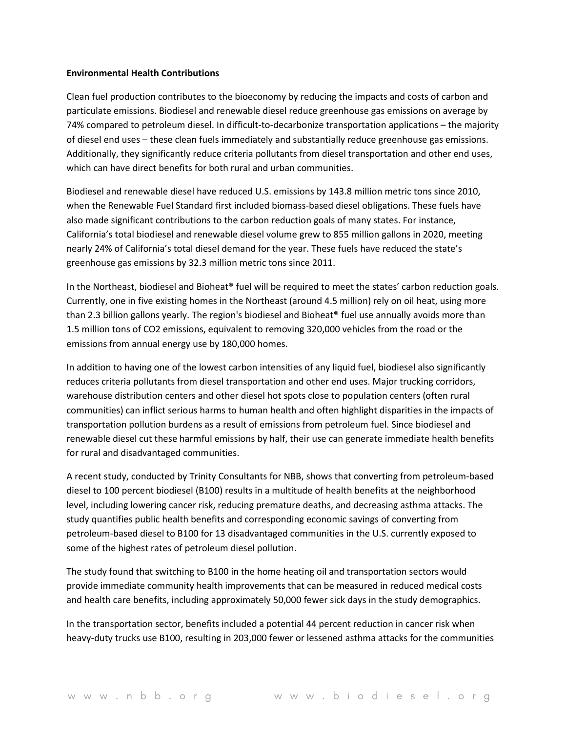**Environmental Health Contributions**

Clean fuel production contributes to the bioeconomy by reducing the impacts and costs of carbon and particulate emissions. Biodiesel and renewable diesel reduce greenhouse gas emissions on average by 74% compared to petroleum diesel. In difficult-to-decarbonize transportation applications – the majority of diesel end uses – these clean fuels immediately and substantially reduce greenhouse gas emissions. Additionally, they significantly reduce criteria pollutants from diesel transportation and other end uses, which can have direct benefits for both rural and urban communities.

Biodiesel and renewable diesel have reduced U.S. emissions by 143.8 million metric tons since 2010, when the Renewable Fuel Standard first included biomass-based diesel obligations. These fuels have also made significant contributions to the carbon reduction goals of many states. For instance, California's total biodiesel and renewable diesel volume grew to 855 million gallons in 2020, meeting nearly 24% of California's total diesel demand for the year. These fuels have reduced the state's greenhouse gas emissions by 32.3 million metric tons since 2011.

In the Northeast, biodiesel and Bioheat® fuel will be required to meet the states' carbon reduction goals. Currently, one in five existing homes in the Northeast (around 4.5 million) rely on oil heat, using more than 2.3 billion gallons yearly. The region's biodiesel and Bioheat® fuel use annually avoids more than 1.5 million tons of $CO_2$ emissions, equivalent to removing 320,000 vehicles from the road or the emissions from annual energy use by 180,000 homes.

In addition to having one of the lowest carbon intensities of any liquid fuel, biodiesel also significantly reduces criteria pollutants from diesel transportation and other end uses. Major trucking corridors, warehouse distribution centers and other diesel hot spots close to population centers (often rural communities) can inflict serious harms to human health and often highlight disparities in the impacts of transportation pollution burdens as a result of emissions from petroleum fuel. Since biodiesel and renewable diesel cut these harmful emissions by half, their use can generate immediate health benefits for rural and disadvantaged communities.

A recent study, conducted by Trinity Consultants for NBB, shows that converting from petroleum-based diesel to 100 percent biodiesel (B100) results in a multitude of health benefits at the neighborhood level, including lowering cancer risk, reducing premature deaths, and decreasing asthma attacks. The study quantifies public health benefits and corresponding economic savings of converting from petroleum-based diesel to B100 for 13 disadvantaged communities in the U.S. currently exposed to some of the highest rates of petroleum diesel pollution.

The study found that switching to B100 in the home heating oil and transportation sectors would provide immediate community health improvements that can be measured in reduced medical costs and health care benefits, including approximately 50,000 fewer sick days in the study demographics.

In the transportation sector, benefits included a potential 44 percent reduction in cancer risk when heavy-duty trucks use B100, resulting in 203,000 fewer or lessened asthma attacks for the communities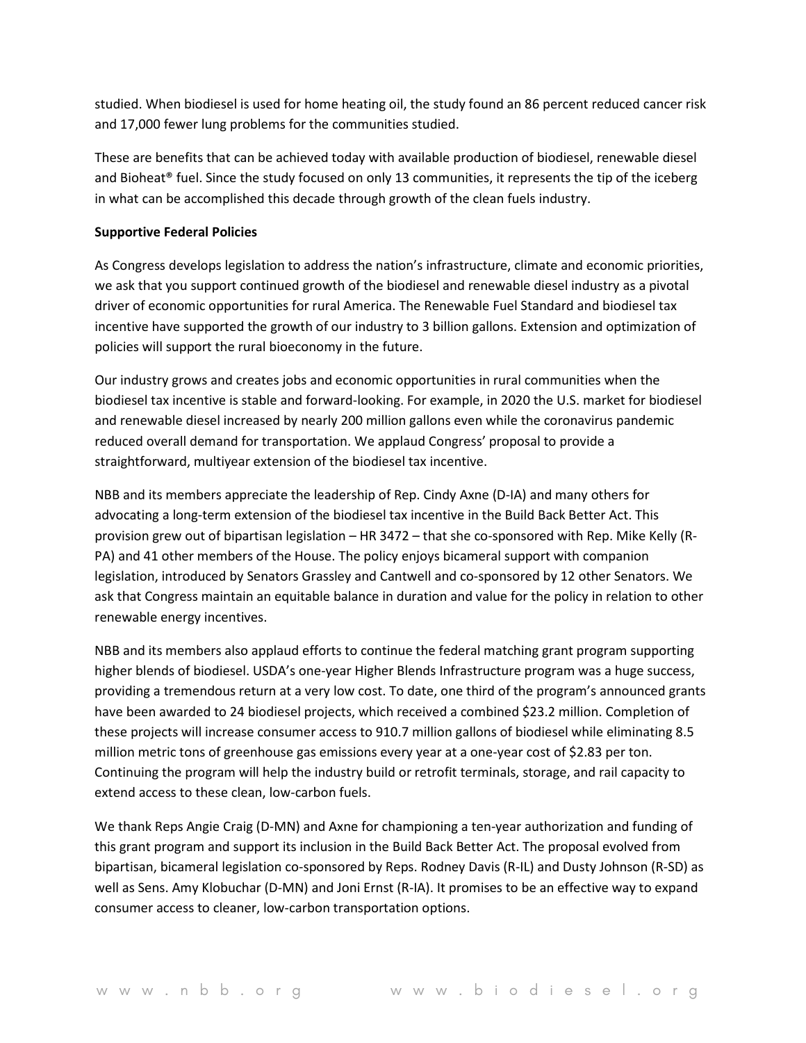studied. When biodiesel is used for home heating oil, the study found an 86 percent reduced cancer risk and 17,000 fewer lung problems for the communities studied.

These are benefits that can be achieved today with available production of biodiesel, renewable diesel and Bioheat® fuel. Since the study focused on only 13 communities, it represents the tip of the iceberg in what can be accomplished this decade through growth of the clean fuels industry.

**Supportive Federal Policies**

As Congress develops legislation to address the nation's infrastructure, climate and economic priorities, we ask that you support continued growth of the biodiesel and renewable diesel industry as a pivotal driver of economic opportunities for rural America. The Renewable Fuel Standard and biodiesel tax incentive have supported the growth of our industry to 3 billion gallons. Extension and optimization of policies will support the rural bioeconomy in the future.

Our industry grows and creates jobs and economic opportunities in rural communities when the biodiesel tax incentive is stable and forward-looking. For example, in 2020 the U.S. market for biodiesel and renewable diesel increased by nearly 200 million gallons even while the coronavirus pandemic reduced overall demand for transportation. We applaud Congress' proposal to provide a straightforward, multiyear extension of the biodiesel tax incentive.

NBB and its members appreciate the leadership of Rep. Cindy Axne (D-IA) and many others for advocating a long-term extension of the biodiesel tax incentive in the Build Back Better Act. This provision grew out of bipartisan legislation – HR 3472 – that she co-sponsored with Rep. Mike Kelly (R-PA) and 41 other members of the House. The policy enjoys bicameral support with companion legislation, introduced by Senators Grassley and Cantwell and co-sponsored by 12 other Senators. We ask that Congress maintain an equitable balance in duration and value for the policy in relation to other renewable energy incentives.

NBB and its members also applaud efforts to continue the federal matching grant program supporting higher blends of biodiesel. USDA's one-year Higher Blends Infrastructure program was a huge success, providing a tremendous return at a very low cost. To date, one third of the program's announced grants have been awarded to 24 biodiesel projects, which received a combined $23.2 million. Completion of these projects will increase consumer access to 910.7 million gallons of biodiesel while eliminating 8.5 million metric tons of greenhouse gas emissions every year at a one-year cost of $2.83 per ton. Continuing the program will help the industry build or retrofit terminals, storage, and rail capacity to extend access to these clean, low-carbon fuels.

We thank Reps Angie Craig (D-MN) and Axne for championing a ten-year authorization and funding of this grant program and support its inclusion in the Build Back Better Act. The proposal evolved from bipartisan, bicameral legislation co-sponsored by Reps. Rodney Davis (R-IL) and Dusty Johnson (R-SD) as well as Sens. Amy Klobuchar (D-MN) and Joni Ernst (R-IA). It promises to be an effective way to expand consumer access to cleaner, low-carbon transportation options.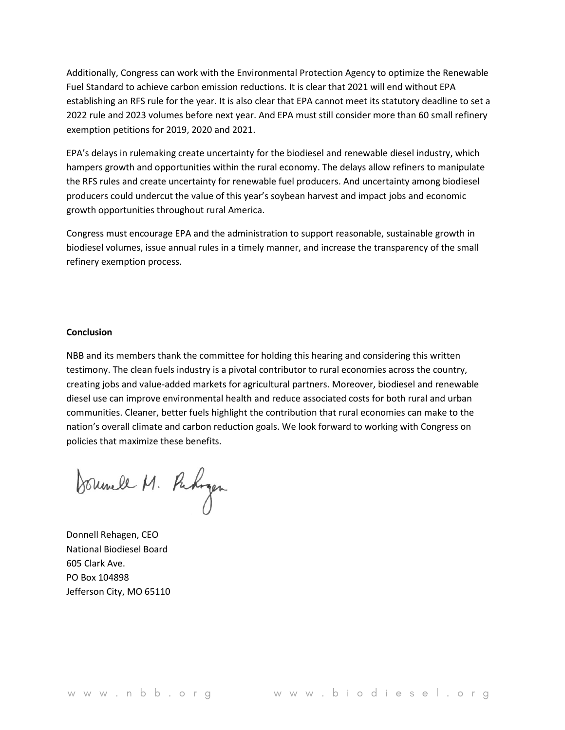Additionally, Congress can work with the Environmental Protection Agency to optimize the Renewable Fuel Standard to achieve carbon emission reductions. It is clear that 2021 will end without EPA establishing an RFS rule for the year. It is also clear that EPA cannot meet its statutory deadline to set a 2022 rule and 2023 volumes before next year. And EPA must still consider more than 60 small refinery exemption petitions for 2019, 2020 and 2021.

EPA's delays in rulemaking create uncertainty for the biodiesel and renewable diesel industry, which hampers growth and opportunities within the rural economy. The delays allow refiners to manipulate the RFS rules and create uncertainty for renewable fuel producers. And uncertainty among biodiesel producers could undercut the value of this year's soybean harvest and impact jobs and economic growth opportunities throughout rural America.

Congress must encourage EPA and the administration to support reasonable, sustainable growth in biodiesel volumes, issue annual rules in a timely manner, and increase the transparency of the small refinery exemption process.

**Conclusion**

NBB and its members thank the committee for holding this hearing and considering this written testimony. The clean fuels industry is a pivotal contributor to rural economies across the country, creating jobs and value-added markets for agricultural partners. Moreover, biodiesel and renewable diesel use can improve environmental health and reduce associated costs for both rural and urban communities. Cleaner, better fuels highlight the contribution that rural economies can make to the nation's overall climate and carbon reduction goals. We look forward to working with Congress on policies that maximize these benefits.

Donnell M. Rehagen

Donnell Rehagen, CEO
National Biodiesel Board
605 Clark Ave.
PO Box 104898
Jefferson City, MO 65110